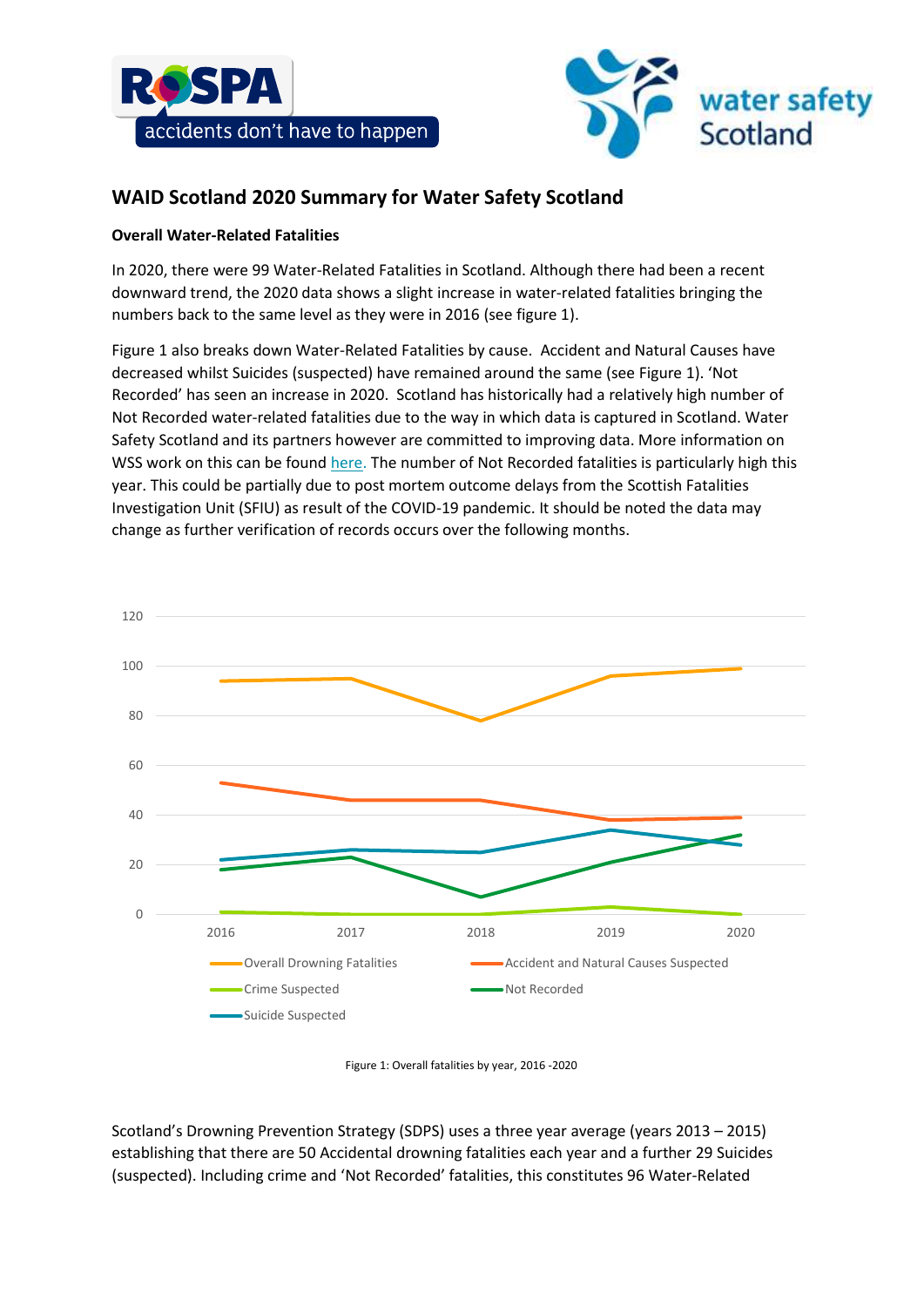# WAID Scotland 2020 Summary for Water Safety Scotland

### Overall Water-Related Fatalities

In 2020, there were 99 Water-Related Fatalities in Scotland. Although there had been a recent downward trend, the 2020 data shows a slight increase in water-related fatalities bringing the numbers back to the same level as they were in 2016 (see figure 1).

Figure 1 also breaks down Water-Related Fatalities by cause. Accident and Natural Causes have decreased whilst Suicides (suspected) have remained around the same (see Figure 1). 'Not Recorded' has seen an increase in 2020. Scotland has historically had a relatively high number of Not Recorded water-related fatalities due to the way in which data is captured in Scotland. Water Safety Scotland and its partners however are committed to improving data. More information on WSS work on this can be found here. The number of Not Recorded fatalities is particularly high this year. This could be partially due to post mortem outcome delays from the Scottish Fatalities Investigation Unit (SFIU) as result of the COVID-19 pandemic. It should be noted the data may change as further verification of records occurs over the following months.

Figure 1: Overall fatalities by year, 2016 -2020

Scotland's Drowning Prevention Strategy (SDPS) uses a three year average (years 2013 – 2015) establishing that there are 50 Accidental drowning fatalities each year and a further 29 Suicides (suspected). Including crime and 'Not Recorded' fatalities, this constitutes 96 Water-Related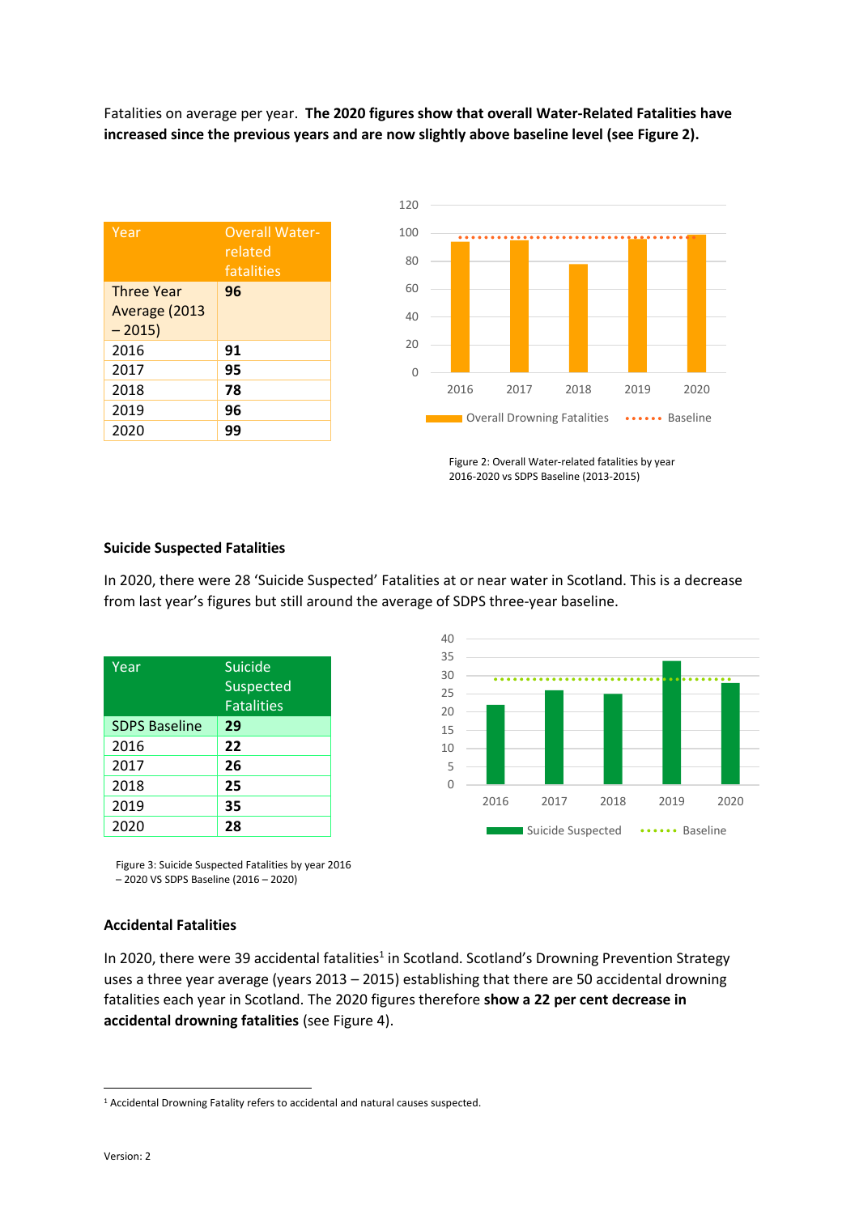Fatalities on average per year. **The 2020 figures show that overall Water-Related Fatalities have increased since the previous years and are now slightly above baseline level (see Figure 2).**

| Year | Overall Water-related fatalities |
|---|---|
| Three Year Average (2013 – 2015) | **96** |
| 2016 | **91** |
| 2017 | **95** |
| 2018 | **78** |
| 2019 | **96** |
| 2020 | **99** |

Figure 2: Overall Water-related fatalities by year 2016-2020 vs SDPS Baseline (2013-2015)

### Suicide Suspected Fatalities

In 2020, there were 28 'Suicide Suspected' Fatalities at or near water in Scotland. This is a decrease from last year's figures but still around the average of SDPS three-year baseline.

| Year | Suicide Suspected Fatalities |
|---|---|
| SDPS Baseline | **29** |
| 2016 | **22** |
| 2017 | **26** |
| 2018 | **25** |
| 2019 | **35** |
| 2020 | **28** |

Figure 3: Suicide Suspected Fatalities by year 2016 – 2020 VS SDPS Baseline (2016 – 2020)

### Accidental Fatalities

In 2020, there were 39 accidental fatalities[1] in Scotland. Scotland's Drowning Prevention Strategy uses a three year average (years 2013 – 2015) establishing that there are 50 accidental drowning fatalities each year in Scotland. The 2020 figures therefore **show a 22 per cent decrease in accidental drowning fatalities** (see Figure 4).

[1] Accidental Drowning Fatality refers to accidental and natural causes suspected.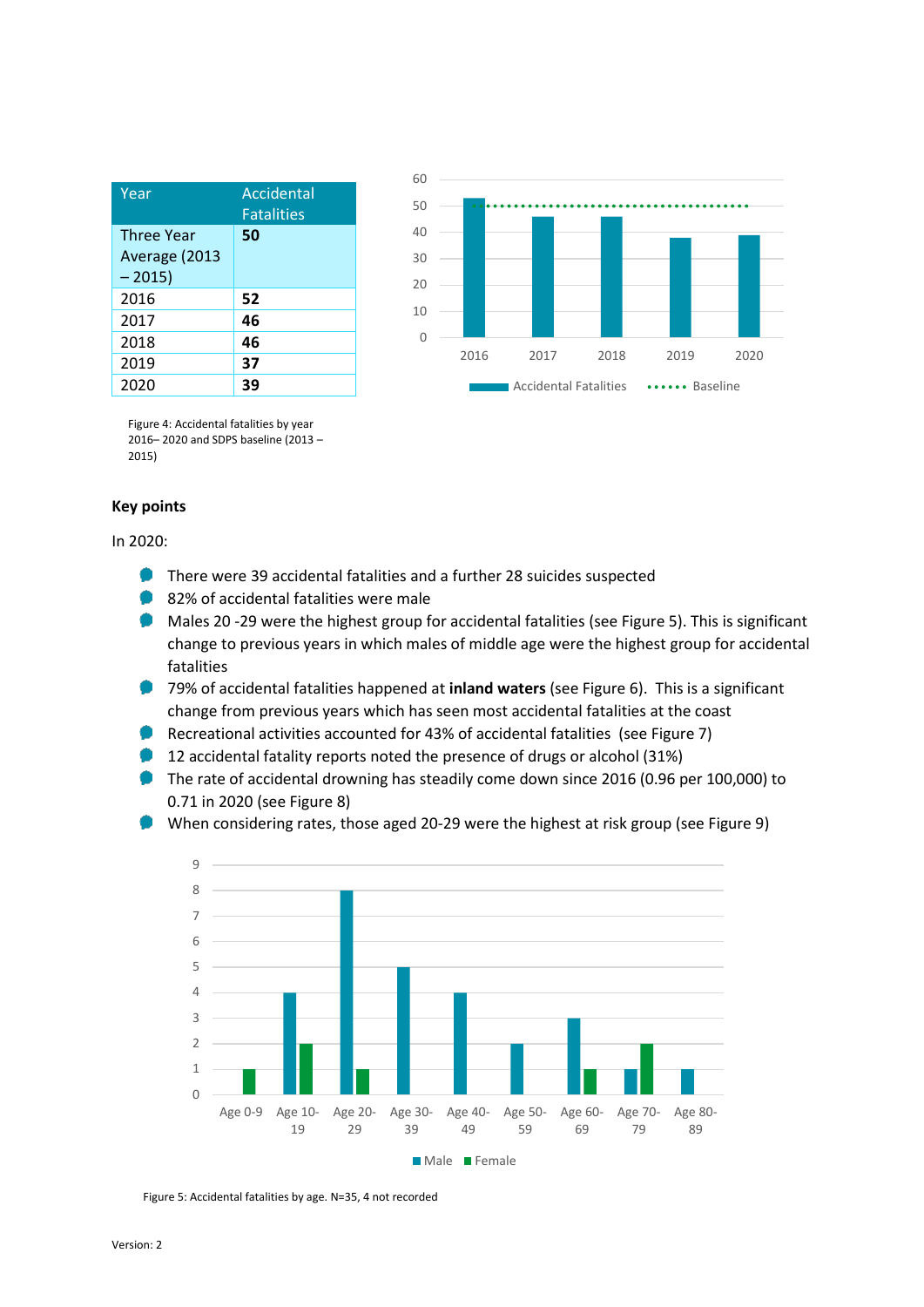| Year | Accidental Fatalities |
|---|---|
| Three Year Average (2013 – 2015) | **50** |
| 2016 | **52** |
| 2017 | **46** |
| 2018 | **46** |
| 2019 | **37** |
| 2020 | **39** |

Figure 4: Accidental fatalities by year 2016– 2020 and SDPS baseline (2013 – 2015)

**Key points**

In 2020:

- There were 39 accidental fatalities and a further 28 suicides suspected
- 82% of accidental fatalities were male
- Males 20 -29 were the highest group for accidental fatalities (see Figure 5). This is significant change to previous years in which males of middle age were the highest group for accidental fatalities
- 79% of accidental fatalities happened at **inland waters** (see Figure 6). This is a significant change from previous years which has seen most accidental fatalities at the coast
- Recreational activities accounted for 43% of accidental fatalities (see Figure 7)
- 12 accidental fatality reports noted the presence of drugs or alcohol (31%)
- The rate of accidental drowning has steadily come down since 2016 (0.96 per 100,000) to 0.71 in 2020 (see Figure 8)
- When considering rates, those aged 20-29 were the highest at risk group (see Figure 9)

Figure 5: Accidental fatalities by age. N=35, 4 not recorded

Version: 2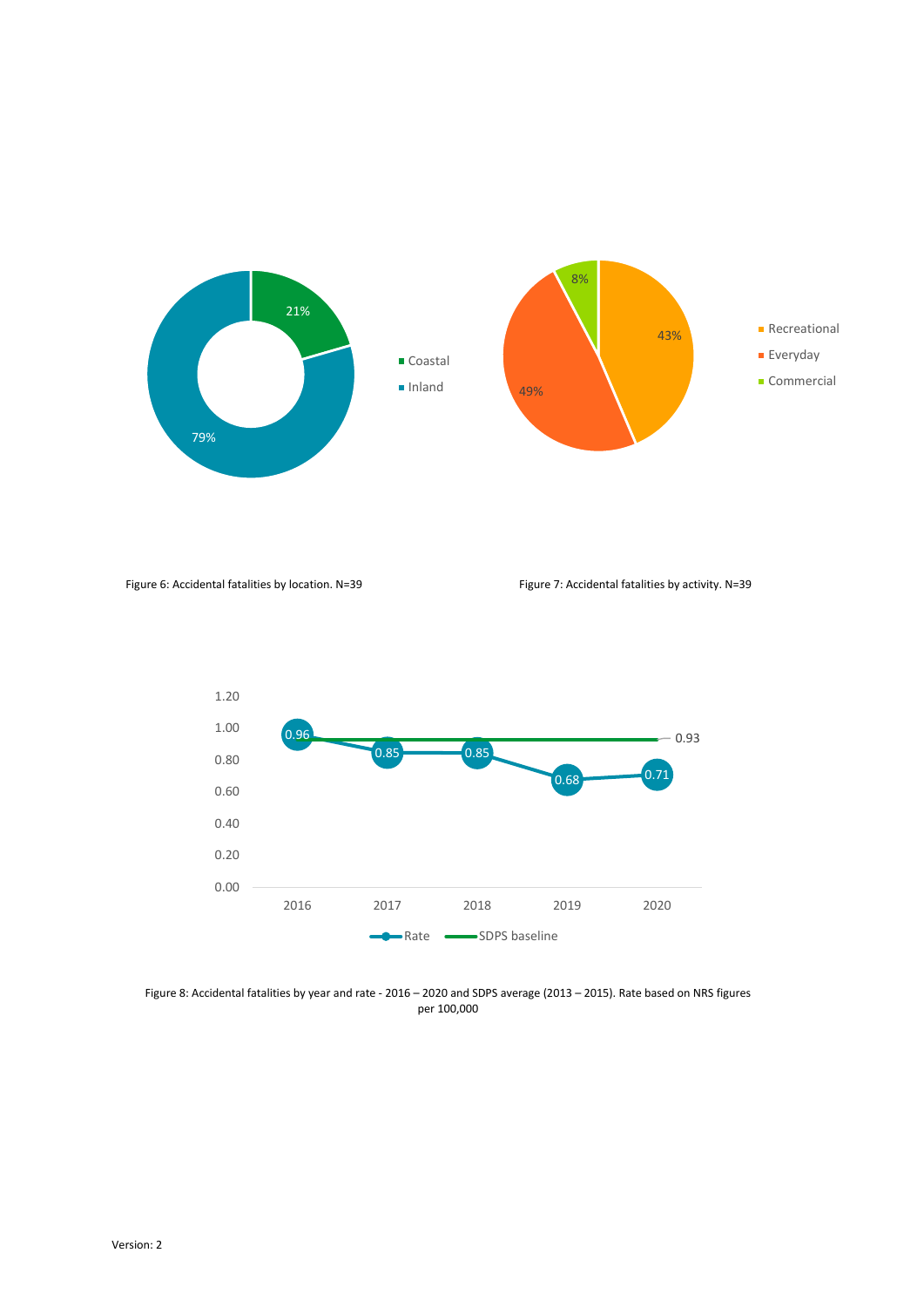Figure 6: Accidental fatalities by location. N=39

Figure 7: Accidental fatalities by activity. N=39

Figure 8: Accidental fatalities by year and rate - 2016 – 2020 and SDPS average (2013 – 2015). Rate based on NRS figures per 100,000

Version: 2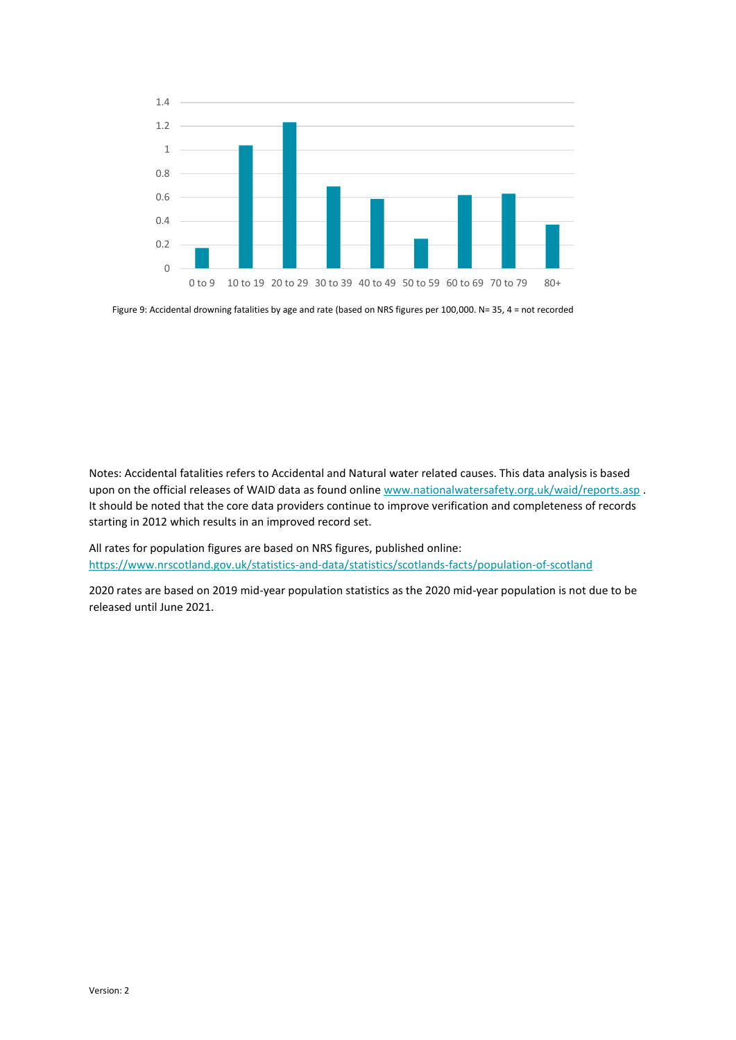1.4
1.2
1
0.8
0.6
0.4
0.2
0

0 to 9 10 to 19 20 to 29 30 to 39 40 to 49 50 to 59 60 to 69 70 to 79 80+

Figure 9: Accidental drowning fatalities by age and rate (based on NRS figures per 100,000. N= 35, 4 = not recorded

Notes: Accidental fatalities refers to Accidental and Natural water related causes. This data analysis is based upon on the official releases of WAID data as found online www.nationalwatersafety.org.uk/waid/reports.asp . It should be noted that the core data providers continue to improve verification and completeness of records starting in 2012 which results in an improved record set.

All rates for population figures are based on NRS figures, published online: https://www.nrscotland.gov.uk/statistics-and-data/statistics/scotlands-facts/population-of-scotland

2020 rates are based on 2019 mid-year population statistics as the 2020 mid-year population is not due to be released until June 2021.

Version: 2